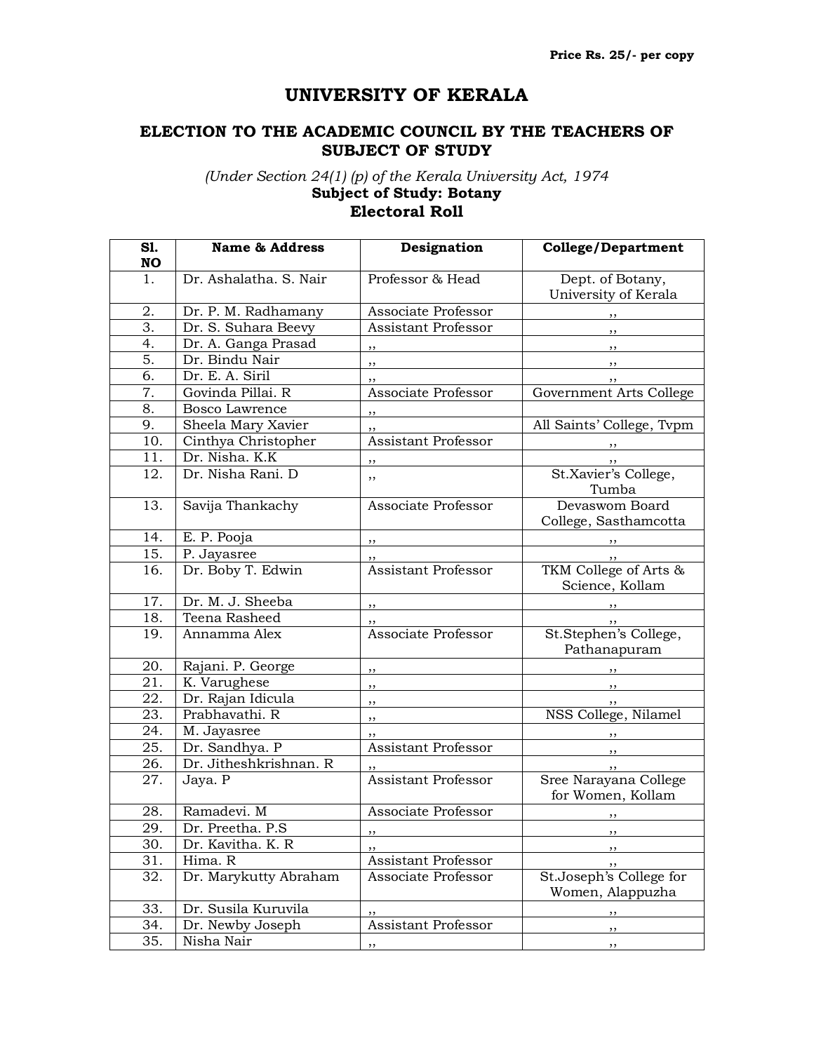Price Rs. 25/- per copy

# UNIVERSITY OF KERALA

## ELECTION TO THE ACADEMIC COUNCIL BY THE TEACHERS OF SUBJECT OF STUDY

*(Under Section 24(1) (p) of the Kerala University Act, 1974*

**Subject of Study: Botany**

**Electoral Roll**

| Sl. NO | Name & Address | Designation | College/Department |
|---|---|---|---|
| 1. | Dr. Ashalatha. S. Nair | Professor & Head | Dept. of Botany, University of Kerala |
| 2. | Dr. P. M. Radhamany | Associate Professor | ,, |
| 3. | Dr. S. Suhara Beevy | Assistant Professor | ,, |
| 4. | Dr. A. Ganga Prasad | ,, | ,, |
| 5. | Dr. Bindu Nair | ,, | ,, |
| 6. | Dr. E. A. Siril | ,, | ,, |
| 7. | Govinda Pillai. R | Associate Professor | Government Arts College |
| 8. | Bosco Lawrence | ,, | |
| 9. | Sheela Mary Xavier | ,, | All Saints' College, Tvpm |
| 10. | Cinthya Christopher | Assistant Professor | ,, |
| 11. | Dr. Nisha. K.K | ,, | ,, |
| 12. | Dr. Nisha Rani. D | ,, | St.Xavier's College, Tumba |
| 13. | Savija Thankachy | Associate Professor | Devaswom Board College, Sasthamcotta |
| 14. | E. P. Pooja | ,, | ,, |
| 15. | P. Jayasree | ,, | ,, |
| 16. | Dr. Boby T. Edwin | Assistant Professor | TKM College of Arts & Science, Kollam |
| 17. | Dr. M. J. Sheeba | ,, | ,, |
| 18. | Teena Rasheed | ,, | ,, |
| 19. | Annamma Alex | Associate Professor | St.Stephen's College, Pathanapuram |
| 20. | Rajani. P. George | ,, | ,, |
| 21. | K. Varughese | ,, | ,, |
| 22. | Dr. Rajan Idicula | ,, | ,, |
| 23. | Prabhavathi. R | ,, | NSS College, Nilamel |
| 24. | M. Jayasree | ,, | ,, |
| 25. | Dr. Sandhya. P | Assistant Professor | ,, |
| 26. | Dr. Jitheshkrishnan. R | ,, | ,, |
| 27. | Jaya. P | Assistant Professor | Sree Narayana College for Women, Kollam |
| 28. | Ramadevi. M | Associate Professor | ,, |
| 29. | Dr. Preetha. P.S | ,, | ,, |
| 30. | Dr. Kavitha. K. R | ,, | ,, |
| 31. | Hima. R | Assistant Professor | ,, |
| 32. | Dr. Marykutty Abraham | Associate Professor | St.Joseph's College for Women, Alappuzha |
| 33. | Dr. Susila Kuruvila | ,, | ,, |
| 34. | Dr. Newby Joseph | Assistant Professor | ,, |
| 35. | Nisha Nair | ,, | ,, |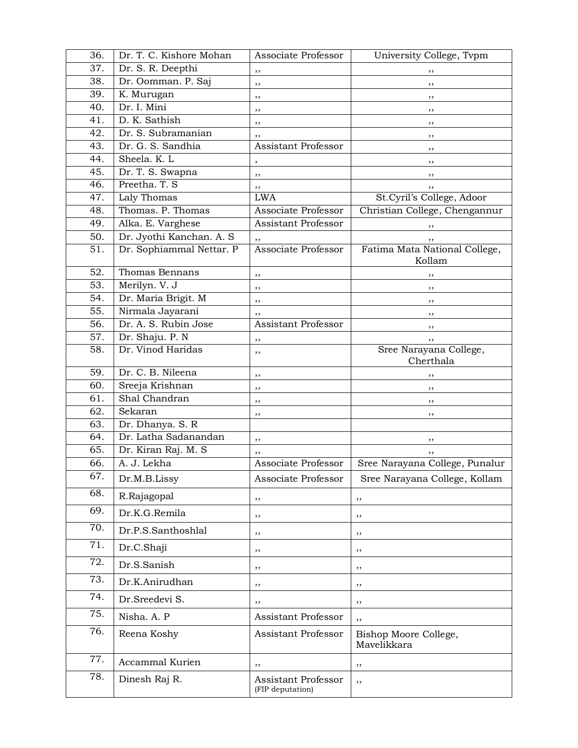| 36. | Dr. T. C. Kishore Mohan | Associate Professor | University College, Tvpm |
|---|---|---|---|
| 37. | Dr. S. R. Deepthi | ,, | ,, |
| 38. | Dr. Oomman. P. Saj | ,, | ,, |
| 39. | K. Murugan | ,, | ,, |
| 40. | Dr. I. Mini | ,, | ,, |
| 41. | D. K. Sathish | ,, | ,, |
| 42. | Dr. S. Subramanian | ,, | ,, |
| 43. | Dr. G. S. Sandhia | Assistant Professor | ,, |
| 44. | Sheela. K. L | , | ,, |
| 45. | Dr. T. S. Swapna | ,, | ,, |
| 46. | Preetha. T. S | ,, | ,, |
| 47. | Laly Thomas | LWA | St.Cyril's College, Adoor |
| 48. | Thomas. P. Thomas | Associate Professor | Christian College, Chengannur |
| 49. | Alka. E. Varghese | Assistant Professor | ,, |
| 50. | Dr. Jyothi Kanchan. A. S | ,, | ,, |
| 51. | Dr. Sophiammal Nettar. P | Associate Professor | Fatima Mata National College, Kollam |
| 52. | Thomas Bennans | ,, | ,, |
| 53. | Merilyn. V. J | ,, | ,, |
| 54. | Dr. Maria Brigit. M | ,, | ,, |
| 55. | Nirmala Jayarani | ,, | ,, |
| 56. | Dr. A. S. Rubin Jose | Assistant Professor | ,, |
| 57. | Dr. Shaju. P. N | ,, | ,, |
| 58. | Dr. Vinod Haridas | ,, | Sree Narayana College, Cherthala |
| 59. | Dr. C. B. Nileena | ,, | ,, |
| 60. | Sreeja Krishnan | ,, | ,, |
| 61. | Shal Chandran | ,, | ,, |
| 62. | Sekaran | ,, | ,, |
| 63. | Dr. Dhanya. S. R | | |
| 64. | Dr. Latha Sadanandan | ,, | ,, |
| 65. | Dr. Kiran Raj. M. S | ,, | ,, |
| 66. | A. J. Lekha | Associate Professor | Sree Narayana College, Punalur |
| 67. | Dr.M.B.Lissy | Associate Professor | Sree Narayana College, Kollam |
| 68. | R.Rajagopal | ,, | ,, |
| 69. | Dr.K.G.Remila | ,, | ,, |
| 70. | Dr.P.S.Santhoshlal | ,, | ,, |
| 71. | Dr.C.Shaji | ,, | ,, |
| 72. | Dr.S.Sanish | ,, | ,, |
| 73. | Dr.K.Anirudhan | ,, | ,, |
| 74. | Dr.Sreedevi S. | ,, | ,, |
| 75. | Nisha. A. P | Assistant Professor | ,, |
| 76. | Reena Koshy | Assistant Professor | Bishop Moore College, Mavelikkara |
| 77. | Accammal Kurien | ,, | ,, |
| 78. | Dinesh Raj R. | Assistant Professor (FIP deputation) | ,, |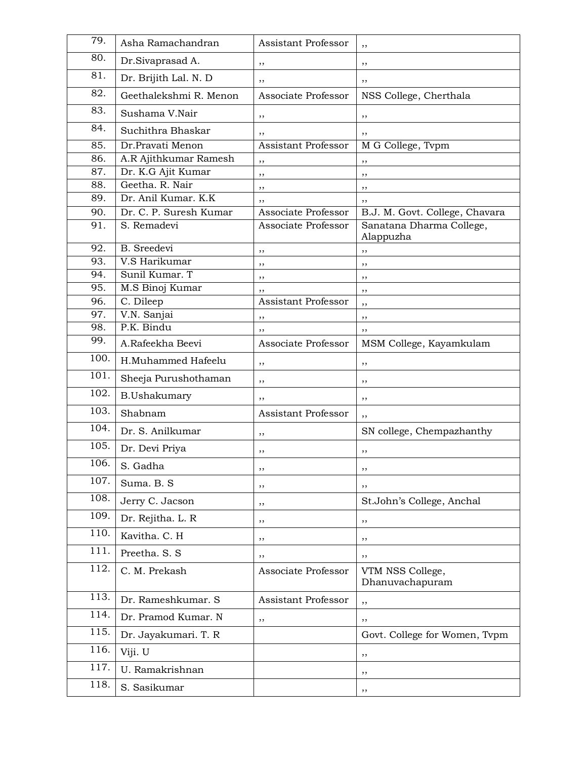| 79. | Asha Ramachandran | Assistant Professor | ,, |
|---|---|---|---|
| 80. | Dr.Sivaprasad A. | ,, | ,, |
| 81. | Dr. Brijith Lal. N. D | ,, | ,, |
| 82. | Geethalekshmi R. Menon | Associate Professor | NSS College, Cherthala |
| 83. | Sushama V.Nair | ,, | ,, |
| 84. | Suchithra Bhaskar | ,, | ,, |
| 85. | Dr.Pravati Menon | Assistant Professor | M G College, Tvpm |
| 86. | A.R Ajithkumar Ramesh | ,, | ,, |
| 87. | Dr. K.G Ajit Kumar | ,, | ,, |
| 88. | Geetha. R. Nair | ,, | ,, |
| 89. | Dr. Anil Kumar. K.K | ,, | ,, |
| 90. | Dr. C. P. Suresh Kumar | Associate Professor | B.J. M. Govt. College, Chavara |
| 91. | S. Remadevi | Associate Professor | Sanatana Dharma College, Alappuzha |
| 92. | B. Sreedevi | ,, | ,, |
| 93. | V.S Harikumar | ,, | ,, |
| 94. | Sunil Kumar. T | ,, | ,, |
| 95. | M.S Binoj Kumar | ,, | ,, |
| 96. | C. Dileep | Assistant Professor | ,, |
| 97. | V.N. Sanjai | ,, | ,, |
| 98. | P.K. Bindu | ,, | ,, |
| 99. | A.Rafeekha Beevi | Associate Professor | MSM College, Kayamkulam |
| 100. | H.Muhammed Hafeelu | ,, | ,, |
| 101. | Sheeja Purushothaman | ,, | ,, |
| 102. | B.Ushakumary | ,, | ,, |
| 103. | Shabnam | Assistant Professor | ,, |
| 104. | Dr. S. Anilkumar | ,, | SN college, Chempazhanthy |
| 105. | Dr. Devi Priya | ,, | ,, |
| 106. | S. Gadha | ,, | ,, |
| 107. | Suma. B. S | ,, | ,, |
| 108. | Jerry C. Jacson | ,, | St.John's College, Anchal |
| 109. | Dr. Rejitha. L. R | ,, | ,, |
| 110. | Kavitha. C. H | ,, | ,, |
| 111. | Preetha. S. S | ,, | ,, |
| 112. | C. M. Prekash | Associate Professor | VTM NSS College, Dhanuvachapuram |
| 113. | Dr. Rameshkumar. S | Assistant Professor | ,, |
| 114. | Dr. Pramod Kumar. N | ,, | ,, |
| 115. | Dr. Jayakumari. T. R | | Govt. College for Women, Tvpm |
| 116. | Viji. U | | ,, |
| 117. | U. Ramakrishnan | | ,, |
| 118. | S. Sasikumar | | ,, |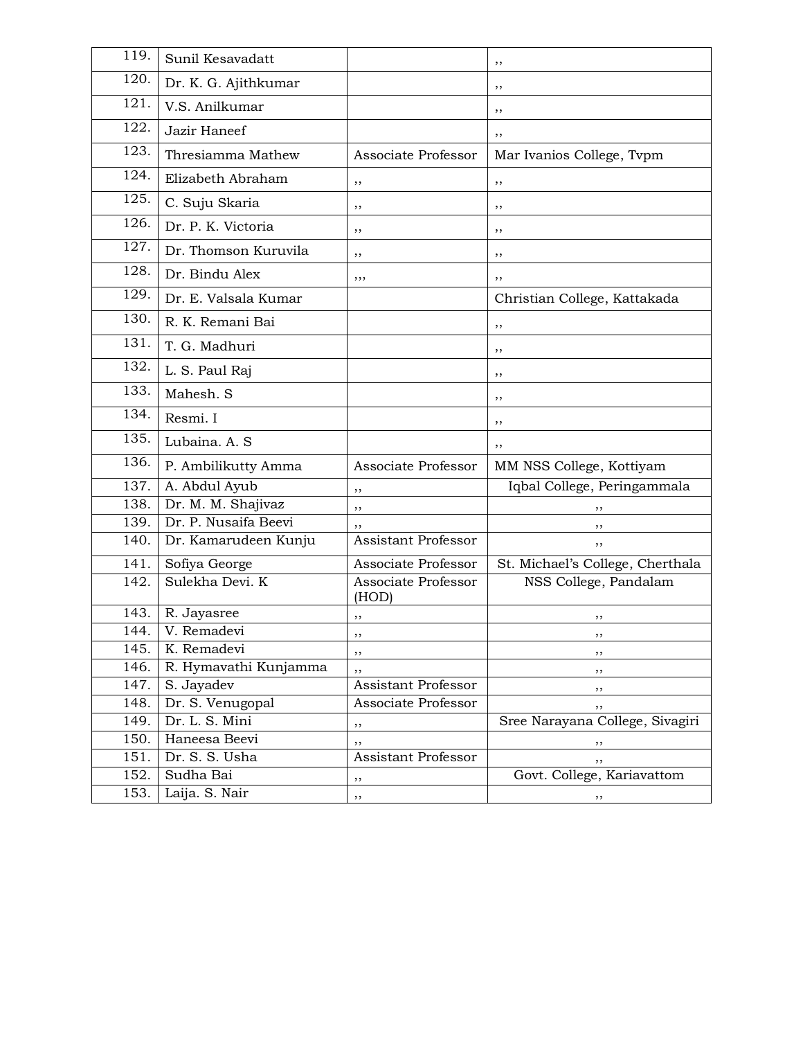| | | | |
|---|---|---|---|
| 119. | Sunil Kesavadatt | | ,, |
| 120. | Dr. K. G. Ajithkumar | | ,, |
| 121. | V.S. Anilkumar | | ,, |
| 122. | Jazir Haneef | | ,, |
| 123. | Thresiamma Mathew | Associate Professor | Mar Ivanios College, Tvpm |
| 124. | Elizabeth Abraham | ,, | ,, |
| 125. | C. Suju Skaria | ,, | ,, |
| 126. | Dr. P. K. Victoria | ,, | ,, |
| 127. | Dr. Thomson Kuruvila | ,, | ,, |
| 128. | Dr. Bindu Alex | ,,, | ,, |
| 129. | Dr. E. Valsala Kumar | | Christian College, Kattakada |
| 130. | R. K. Remani Bai | | ,, |
| 131. | T. G. Madhuri | | ,, |
| 132. | L. S. Paul Raj | | ,, |
| 133. | Mahesh. S | | ,, |
| 134. | Resmi. I | | ,, |
| 135. | Lubaina. A. S | | ,, |
| 136. | P. Ambilikutty Amma | Associate Professor | MM NSS College, Kottiyam |
| 137. | A. Abdul Ayub | ,, | Iqbal College, Peringammala |
| 138. | Dr. M. M. Shajivaz | ,, | ,, |
| 139. | Dr. P. Nusaifa Beevi | ,, | ,, |
| 140. | Dr. Kamarudeen Kunju | Assistant Professor | ,, |
| 141. | Sofiya George | Associate Professor | St. Michael's College, Cherthala |
| 142. | Sulekha Devi. K | Associate Professor (HOD) | NSS College, Pandalam |
| 143. | R. Jayasree | ,, | ,, |
| 144. | V. Remadevi | ,, | ,, |
| 145. | K. Remadevi | ,, | ,, |
| 146. | R. Hymavathi Kunjamma | ,, | ,, |
| 147. | S. Jayadev | Assistant Professor | ,, |
| 148. | Dr. S. Venugopal | Associate Professor | ,, |
| 149. | Dr. L. S. Mini | ,, | Sree Narayana College, Sivagiri |
| 150. | Haneesa Beevi | ,, | ,, |
| 151. | Dr. S. S. Usha | Assistant Professor | ,, |
| 152. | Sudha Bai | ,, | Govt. College, Kariavattom |
| 153. | Laija. S. Nair | ,, | ,, |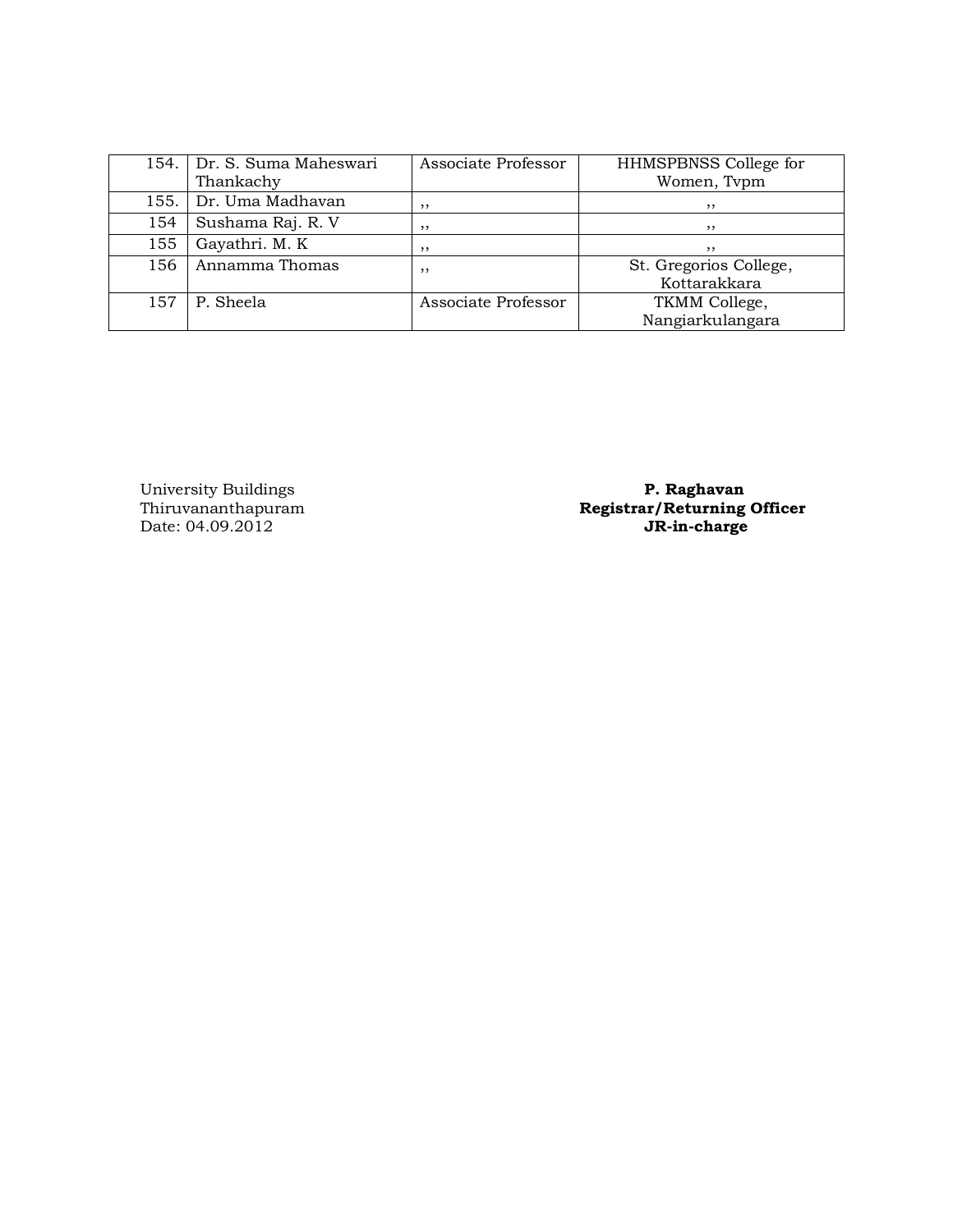| | | | |
|---|---|---|---|
| 154. | Dr. S. Suma Maheswari Thankachy | Associate Professor | HHMSPBNSS College for Women, Tvpm |
| 155. | Dr. Uma Madhavan | ,, | ,, |
| 154 | Sushama Raj. R. V | ,, | ,, |
| 155 | Gayathri. M. K | ,, | ,, |
| 156 | Annamma Thomas | ,, | St. Gregorios College, Kottarakkara |
| 157 | P. Sheela | Associate Professor | TKMM College, Nangiarkulangara |

University Buildings
Thiruvananthapuram
Date: 04.09.2012

**P. Raghavan**
**Registrar/Returning Officer**
**JR-in-charge**